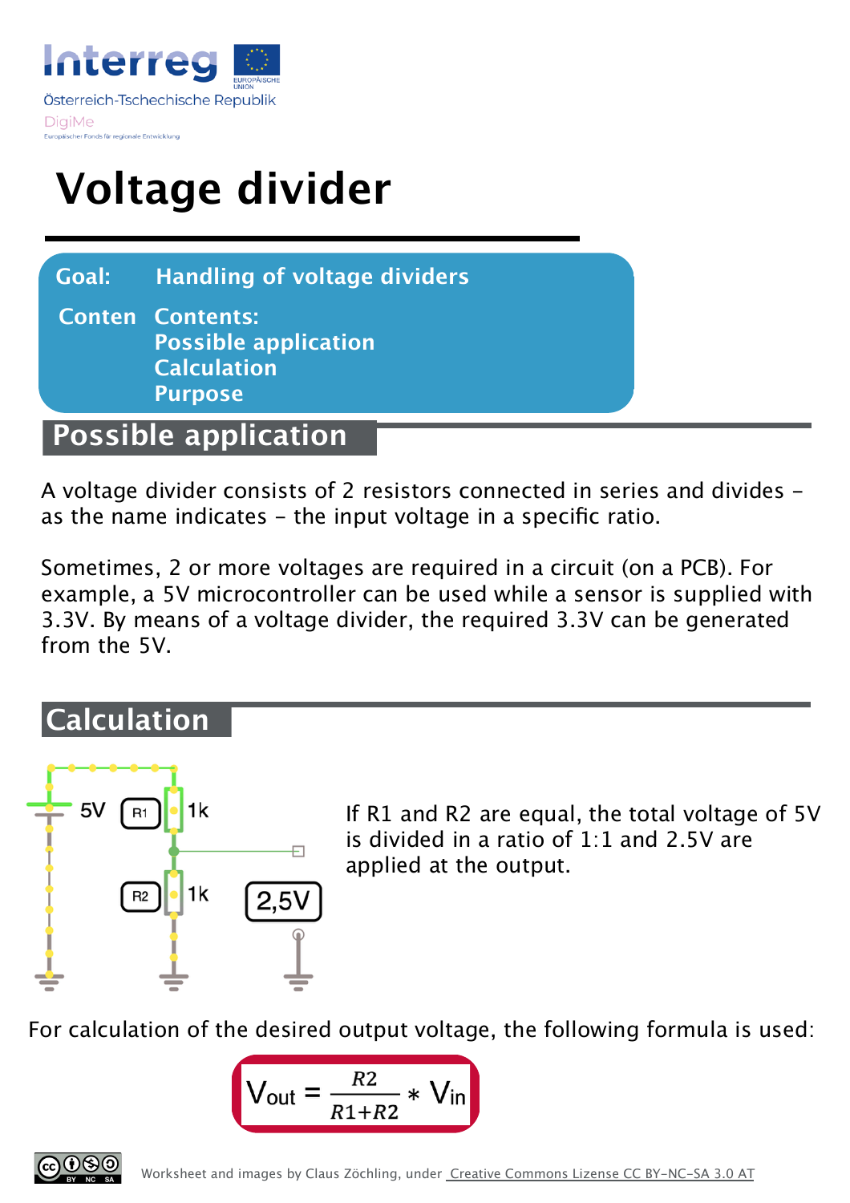Interreg

Österreich-Tschechische Republik

DigiMe

Europäischer Fonds für regionale Entwicklung

# Voltage divider

**Goal:** Handling of voltage dividers

**Conten Contents:**
**Possible application**
**Calculation**
**Purpose**

## Possible application

A voltage divider consists of 2 resistors connected in series and divides – as the name indicates – the input voltage in a specific ratio.

Sometimes, 2 or more voltages are required in a circuit (on a PCB). For example, a 5V microcontroller can be used while a sensor is supplied with 3.3V. By means of a voltage divider, the required 3.3V can be generated from the 5V.

## Calculation

5V R1 1k R2 1k 2,5V

If R1 and R2 are equal, the total voltage of 5V is divided in a ratio of 1:1 and 2.5V are applied at the output.

For calculation of the desired output voltage, the following formula is used:

$$V_{out} = \frac{R2}{R1+R2} * V_{in}$$

Worksheet and images by Claus Zöchling, under Creative Commons Lizense CC BY-NC-SA 3.0 AT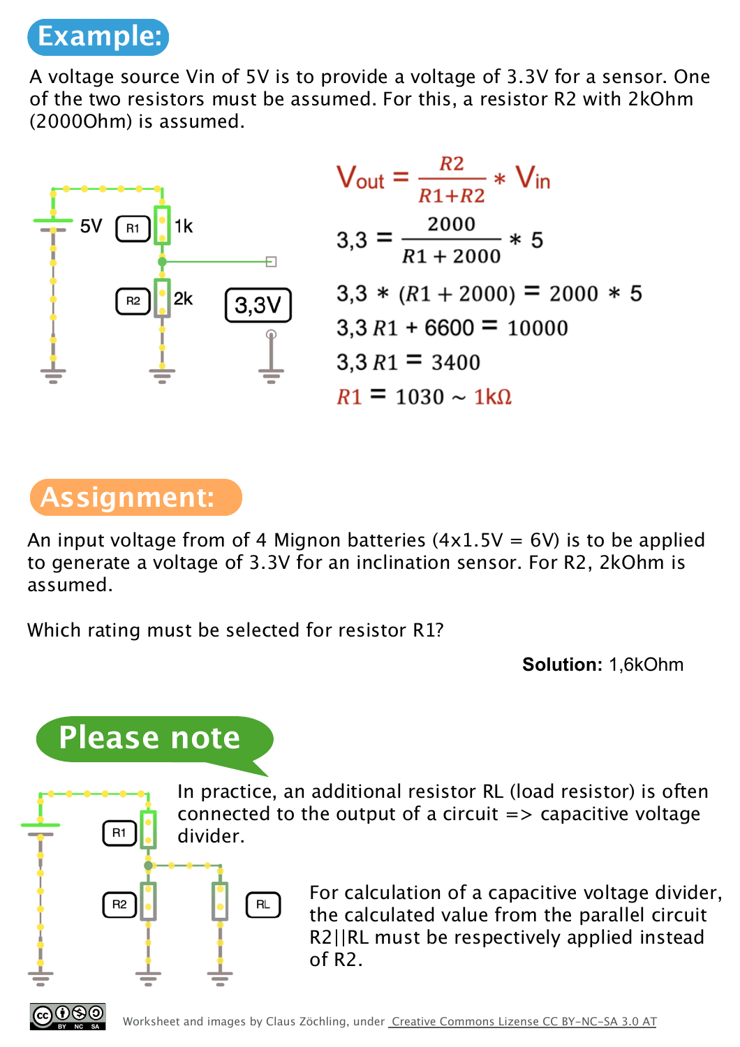## Example:

A voltage source Vin of 5V is to provide a voltage of 3.3V for a sensor. One of the two resistors must be assumed. For this, a resistor R2 with 2kOhm (2000Ohm) is assumed.

5V

R1 1k

R2 2k

3,3V

$$V_{out} = \frac{R2}{R1+R2} * V_{in}$$

$$3,3 = \frac{2000}{R1 + 2000} * 5$$

$$3,3 * (R1 + 2000) = 2000 * 5$$

$$3,3\,R1 + 6600 = 10000$$

$$3,3\,R1 = 3400$$

$$R1 = 1030 \sim 1k\Omega$$

## Assignment:

An input voltage from of 4 Mignon batteries (4x1.5V = 6V) is to be applied to generate a voltage of 3.3V for an inclination sensor. For R2, 2kOhm is assumed.

Which rating must be selected for resistor R1?

**Solution:** 1,6kOhm

## Please note

R1

R2

RL

In practice, an additional resistor RL (load resistor) is often connected to the output of a circuit => capacitive voltage divider.

For calculation of a capacitive voltage divider, the calculated value from the parallel circuit R2||RL must be respectively applied instead of R2.

Worksheet and images by Claus Zöchling, under Creative Commons Lizense CC BY-NC-SA 3.0 AT